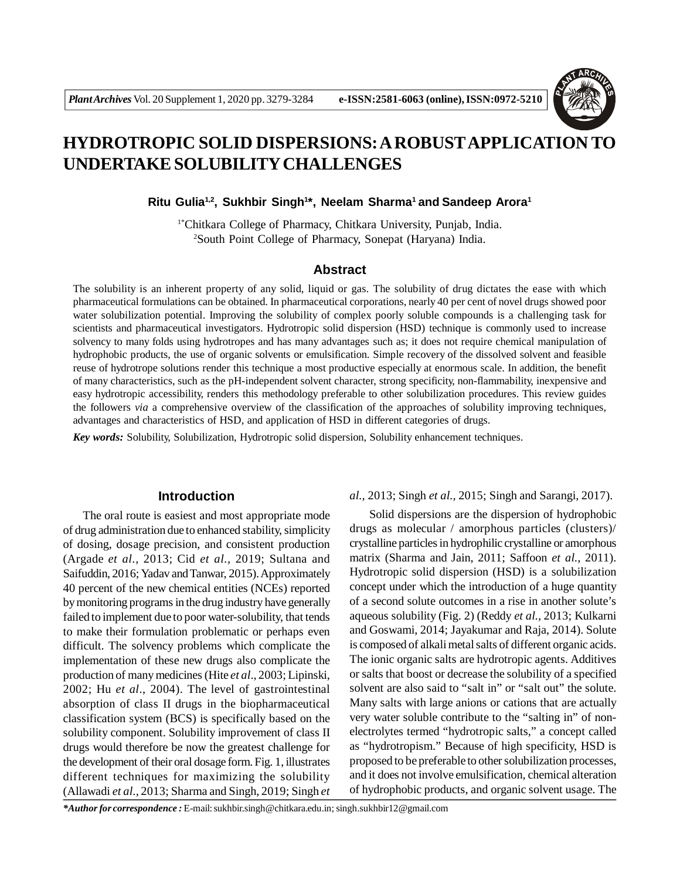# HYDROTROPIC SOLID DISPERSIONS: A ROBUST APPLICATION TO UNDERTAKE SOLUBILITY CHALLENGES

**Ritu Gulia[1,2], Sukhbir Singh[1*], Neelam Sharma[1] and Sandeep Arora[1]**

[1*]Chitkara College of Pharmacy, Chitkara University, Punjab, India.
[2]South Point College of Pharmacy, Sonepat (Haryana) India.

## Abstract

The solubility is an inherent property of any solid, liquid or gas. The solubility of drug dictates the ease with which pharmaceutical formulations can be obtained. In pharmaceutical corporations, nearly 40 per cent of novel drugs showed poor water solubilization potential. Improving the solubility of complex poorly soluble compounds is a challenging task for scientists and pharmaceutical investigators. Hydrotropic solid dispersion (HSD) technique is commonly used to increase solvency to many folds using hydrotropes and has many advantages such as; it does not require chemical manipulation of hydrophobic products, the use of organic solvents or emulsification. Simple recovery of the dissolved solvent and feasible reuse of hydrotrope solutions render this technique a most productive especially at enormous scale. In addition, the benefit of many characteristics, such as the pH-independent solvent character, strong specificity, non-flammability, inexpensive and easy hydrotropic accessibility, renders this methodology preferable to other solubilization procedures. This review guides the followers *via* a comprehensive overview of the classification of the approaches of solubility improving techniques, advantages and characteristics of HSD, and application of HSD in different categories of drugs.

***Key words:*** Solubility, Solubilization, Hydrotropic solid dispersion, Solubility enhancement techniques.

## Introduction

The oral route is easiest and most appropriate mode of drug administration due to enhanced stability, simplicity of dosing, dosage precision, and consistent production (Argade *et al.,* 2013; Cid *et al.*, 2019; Sultana and Saifuddin, 2016; Yadav and Tanwar, 2015). Approximately 40 percent of the new chemical entities (NCEs) reported by monitoring programs in the drug industry have generally failed to implement due to poor water-solubility, that tends to make their formulation problematic or perhaps even difficult. The solvency problems which complicate the implementation of these new drugs also complicate the production of many medicines (Hite *et al*., 2003; Lipinski, 2002; Hu *et al*., 2004). The level of gastrointestinal absorption of class II drugs in the biopharmaceutical classification system (BCS) is specifically based on the solubility component. Solubility improvement of class II drugs would therefore be now the greatest challenge for the development of their oral dosage form. Fig. 1, illustrates different techniques for maximizing the solubility (Allawadi *et al.,* 2013; Sharma and Singh, 2019; Singh *et al.,* 2013; Singh *et al.,* 2015; Singh and Sarangi, 2017).

Solid dispersions are the dispersion of hydrophobic drugs as molecular / amorphous particles (clusters)/ crystalline particles in hydrophilic crystalline or amorphous matrix (Sharma and Jain, 2011; Saffoon *et al.,* 2011). Hydrotropic solid dispersion (HSD) is a solubilization concept under which the introduction of a huge quantity of a second solute outcomes in a rise in another solute's aqueous solubility (Fig. 2) (Reddy *et al.,* 2013; Kulkarni and Goswami, 2014; Jayakumar and Raja, 2014). Solute is composed of alkali metal salts of different organic acids. The ionic organic salts are hydrotropic agents. Additives or salts that boost or decrease the solubility of a specified solvent are also said to "salt in" or "salt out" the solute. Many salts with large anions or cations that are actually very water soluble contribute to the "salting in" of non-electrolytes termed "hydrotropic salts," a concept called as "hydrotropism." Because of high specificity, HSD is proposed to be preferable to other solubilization processes, and it does not involve emulsification, chemical alteration of hydrophobic products, and organic solvent usage. The

***\*Author for correspondence :*** E-mail: sukhbir.singh@chitkara.edu.in; singh.sukhbir12@gmail.com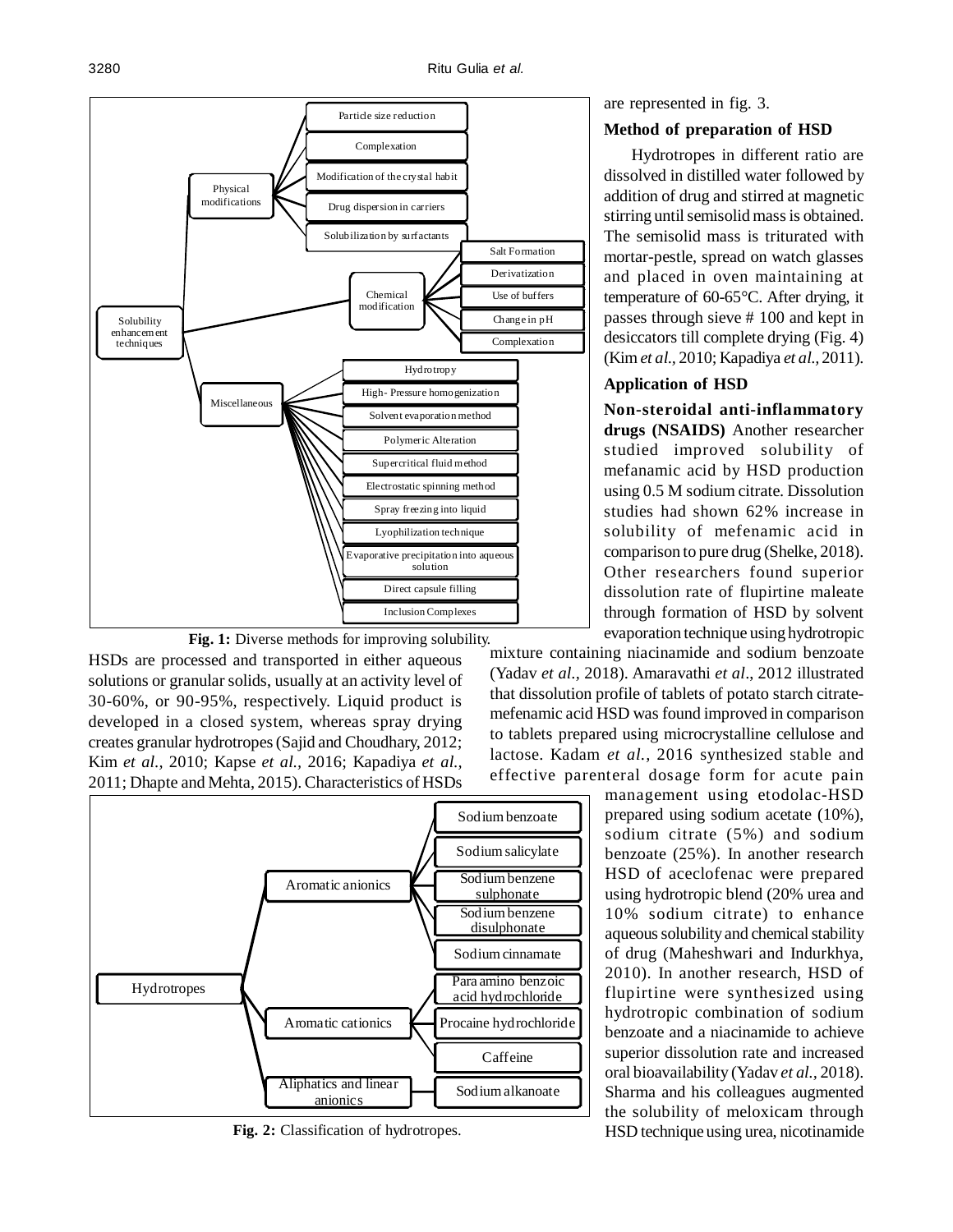- Solubility enhancement techniques
  - Physical modifications
    - Particle size reduction
    - Complexation
    - Modification of the crystal habit
    - Drug dispersion in carriers
    - Solubilization by surfactants
  - Chemical modification
    - Salt Formation
    - Derivatization
    - Use of buffers
    - Change in pH
    - Complexation
  - Miscellaneous
    - Hydrotropy
    - High- Pressure homogenization
    - Solvent evaporation method
    - Polymeric Alteration
    - Supercritical fluid method
    - Electrostatic spinning method
    - Spray freezing into liquid
    - Lyophilization technique
    - Evaporative precipitation into aqueous solution
    - Direct capsule filling
    - Inclusion Complexes

**Fig. 1:** Diverse methods for improving solubility.

HSDs are processed and transported in either aqueous solutions or granular solids, usually at an activity level of 30-60%, or 90-95%, respectively. Liquid product is developed in a closed system, whereas spray drying creates granular hydrotropes (Sajid and Choudhary, 2012; Kim *et al.,* 2010; Kapse *et al.,* 2016; Kapadiya *et al.,* 2011; Dhapte and Mehta, 2015). Characteristics of HSDs are represented in fig. 3.

### Method of preparation of HSD

Hydrotropes in different ratio are dissolved in distilled water followed by addition of drug and stirred at magnetic stirring until semisolid mass is obtained. The semisolid mass is triturated with mortar-pestle, spread on watch glasses and placed in oven maintaining at temperature of 60-65°C. After drying, it passes through sieve # 100 and kept in desiccators till complete drying (Fig. 4) (Kim *et al.,* 2010; Kapadiya *et al.,* 2011).

### Application of HSD

**Non-steroidal anti-inflammatory drugs (NSAIDS)** Another researcher studied improved solubility of mefanamic acid by HSD production using 0.5 M sodium citrate. Dissolution studies had shown 62% increase in solubility of mefenamic acid in comparison to pure drug (Shelke, 2018). Other researchers found superior dissolution rate of flupirtine maleate through formation of HSD by solvent evaporation technique using hydrotropic mixture containing niacinamide and sodium benzoate (Yadav *et al.,* 2018). Amaravathi *et al*., 2012 illustrated that dissolution profile of tablets of potato starch citrate-mefenamic acid HSD was found improved in comparison to tablets prepared using microcrystalline cellulose and lactose. Kadam *et al.,* 2016 synthesized stable and effective parenteral dosage form for acute pain management using etodolac-HSD prepared using sodium acetate (10%), sodium citrate (5%) and sodium benzoate (25%). In another research HSD of aceclofenac were prepared using hydrotropic blend (20% urea and 10% sodium citrate) to enhance aqueous solubility and chemical stability of drug (Maheshwari and Indurkhya, 2010). In another research, HSD of flupirtine were synthesized using hydrotropic combination of sodium benzoate and a niacinamide to achieve superior dissolution rate and increased oral bioavailability (Yadav *et al.,* 2018). Sharma and his colleagues augmented the solubility of meloxicam through HSD technique using urea, nicotinamide

- Hydrotropes
  - Aromatic anionics
    - Sodium benzoate
    - Sodium salicylate
    - Sodium benzene sulphonate
    - Sodium benzene disulphonate
    - Sodium cinnamate
  - Aromatic cationics
    - Para amino benzoic acid hydrochloride
    - Procaine hydrochloride
    - Caffeine
  - Aliphatics and linear anionics
    - Sodium alkanoate

**Fig. 2:** Classification of hydrotropes.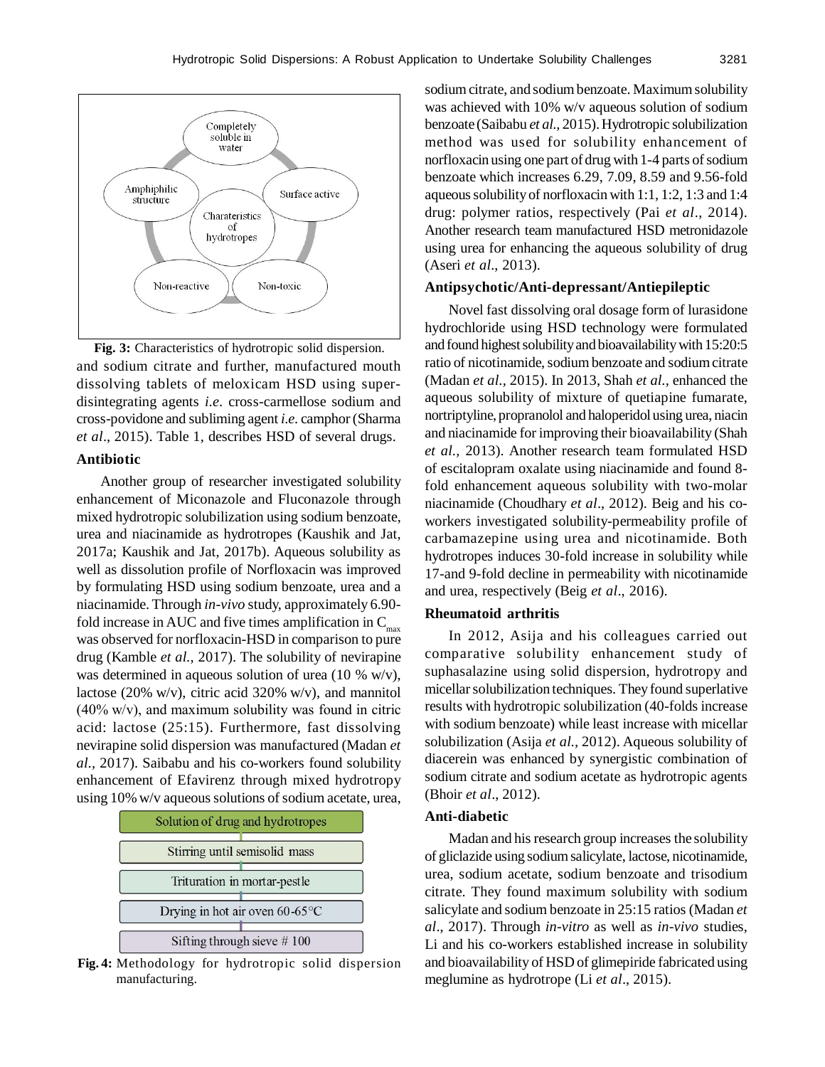Fig. 3: Characteristics of hydrotropic solid dispersion.

and sodium citrate and further, manufactured mouth dissolving tablets of meloxicam HSD using super-disintegrating agents *i.e.* cross-carmellose sodium and cross-povidone and subliming agent *i.e.* camphor (Sharma *et al*., 2015). Table 1, describes HSD of several drugs.

### Antibiotic

Another group of researcher investigated solubility enhancement of Miconazole and Fluconazole through mixed hydrotropic solubilization using sodium benzoate, urea and niacinamide as hydrotropes (Kaushik and Jat, 2017a; Kaushik and Jat, 2017b). Aqueous solubility as well as dissolution profile of Norfloxacin was improved by formulating HSD using sodium benzoate, urea and a niacinamide. Through *in-vivo* study, approximately 6.90-fold increase in AUC and five times amplification in $C_{max}$ was observed for norfloxacin-HSD in comparison to pure drug (Kamble *et al.,* 2017). The solubility of nevirapine was determined in aqueous solution of urea (10 % w/v), lactose (20% w/v), citric acid 320% w/v), and mannitol (40% w/v), and maximum solubility was found in citric acid: lactose (25:15). Furthermore, fast dissolving nevirapine solid dispersion was manufactured (Madan *et al.,* 2017). Saibabu and his co-workers found solubility enhancement of Efavirenz through mixed hydrotropy using 10% w/v aqueous solutions of sodium acetate, urea, sodium citrate, and sodium benzoate. Maximum solubility was achieved with 10% w/v aqueous solution of sodium benzoate (Saibabu *et al.,* 2015). Hydrotropic solubilization method was used for solubility enhancement of norfloxacin using one part of drug with 1-4 parts of sodium benzoate which increases 6.29, 7.09, 8.59 and 9.56-fold aqueous solubility of norfloxacin with 1:1, 1:2, 1:3 and 1:4 drug: polymer ratios, respectively (Pai *et al*., 2014). Another research team manufactured HSD metronidazole using urea for enhancing the aqueous solubility of drug (Aseri *et al*., 2013).

Fig. 4: Methodology for hydrotropic solid dispersion manufacturing.

### Antipsychotic/Anti-depressant/Antiepileptic

Novel fast dissolving oral dosage form of lurasidone hydrochloride using HSD technology were formulated and found highest solubility and bioavailability with 15:20:5 ratio of nicotinamide, sodium benzoate and sodium citrate (Madan *et al.,* 2015). In 2013, Shah *et al.,* enhanced the aqueous solubility of mixture of quetiapine fumarate, nortriptyline, propranolol and haloperidol using urea, niacin and niacinamide for improving their bioavailability (Shah *et al.,* 2013). Another research team formulated HSD of escitalopram oxalate using niacinamide and found 8-fold enhancement aqueous solubility with two-molar niacinamide (Choudhary *et al*., 2012). Beig and his co-workers investigated solubility-permeability profile of carbamazepine using urea and nicotinamide. Both hydrotropes induces 30-fold increase in solubility while 17-and 9-fold decline in permeability with nicotinamide and urea, respectively (Beig *et al*., 2016).

### Rheumatoid arthritis

In 2012, Asija and his colleagues carried out comparative solubility enhancement study of suphasalazine using solid dispersion, hydrotropy and micellar solubilization techniques. They found superlative results with hydrotropic solubilization (40-folds increase with sodium benzoate) while least increase with micellar solubilization (Asija *et al.,* 2012). Aqueous solubility of diacerein was enhanced by synergistic combination of sodium citrate and sodium acetate as hydrotropic agents (Bhoir *et al*., 2012).

### Anti-diabetic

Madan and his research group increases the solubility of gliclazide using sodium salicylate, lactose, nicotinamide, urea, sodium acetate, sodium benzoate and trisodium citrate. They found maximum solubility with sodium salicylate and sodium benzoate in 25:15 ratios (Madan *et al*., 2017). Through *in-vitro* as well as *in-vivo* studies, Li and his co-workers established increase in solubility and bioavailability of HSD of glimepiride fabricated using meglumine as hydrotrope (Li *et al*., 2015).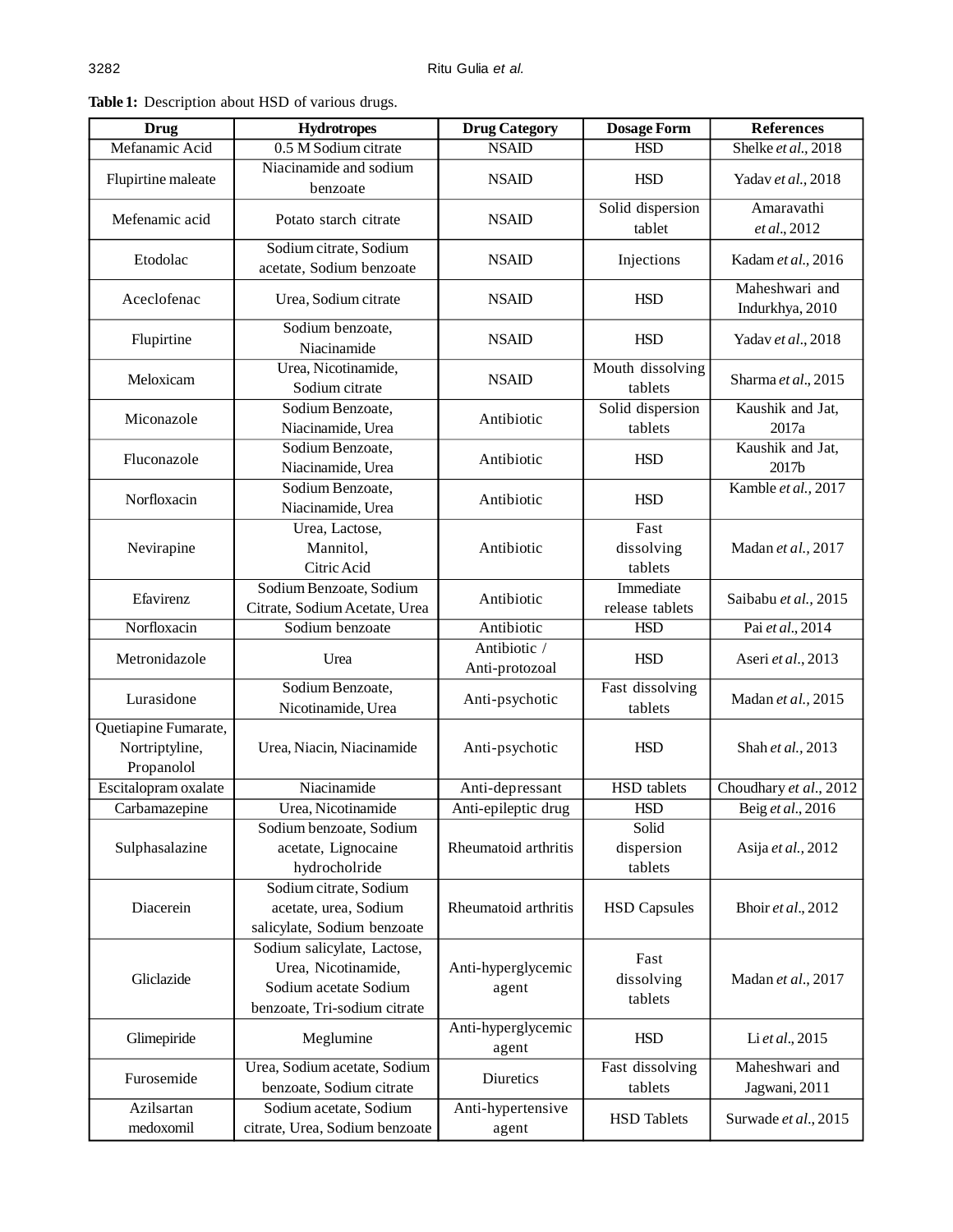**Table 1:** Description about HSD of various drugs.

| Drug | Hydrotropes | Drug Category | Dosage Form | References |
|---|---|---|---|---|
| Mefanamic Acid | 0.5 M Sodium citrate | NSAID | HSD | Shelke *et al.*, 2018 |
| Flupirtine maleate | Niacinamide and sodium benzoate | NSAID | HSD | Yadav *et al.*, 2018 |
| Mefenamic acid | Potato starch citrate | NSAID | Solid dispersion tablet | Amaravathi *et al.*, 2012 |
| Etodolac | Sodium citrate, Sodium acetate, Sodium benzoate | NSAID | Injections | Kadam *et al.*, 2016 |
| Aceclofenac | Urea, Sodium citrate | NSAID | HSD | Maheshwari and Indurkhya, 2010 |
| Flupirtine | Sodium benzoate, Niacinamide | NSAID | HSD | Yadav *et al.*, 2018 |
| Meloxicam | Urea, Nicotinamide, Sodium citrate | NSAID | Mouth dissolving tablets | Sharma *et al.*, 2015 |
| Miconazole | Sodium Benzoate, Niacinamide, Urea | Antibiotic | Solid dispersion tablets | Kaushik and Jat, 2017a |
| Fluconazole | Sodium Benzoate, Niacinamide, Urea | Antibiotic | HSD | Kaushik and Jat, 2017b |
| Norfloxacin | Sodium Benzoate, Niacinamide, Urea | Antibiotic | HSD | Kamble *et al.*, 2017 |
| Nevirapine | Urea, Lactose, Mannitol, Citric Acid | Antibiotic | Fast dissolving tablets | Madan *et al.*, 2017 |
| Efavirenz | Sodium Benzoate, Sodium Citrate, Sodium Acetate, Urea | Antibiotic | Immediate release tablets | Saibabu *et al.*, 2015 |
| Norfloxacin | Sodium benzoate | Antibiotic | HSD | Pai *et al.*, 2014 |
| Metronidazole | Urea | Antibiotic / Anti-protozoal | HSD | Aseri *et al.*, 2013 |
| Lurasidone | Sodium Benzoate, Nicotinamide, Urea | Anti-psychotic | Fast dissolving tablets | Madan *et al.*, 2015 |
| Quetiapine Fumarate, Nortriptyline, Propanolol | Urea, Niacin, Niacinamide | Anti-psychotic | HSD | Shah *et al.*, 2013 |
| Escitalopram oxalate | Niacinamide | Anti-depressant | HSD tablets | Choudhary *et al.*, 2012 |
| Carbamazepine | Urea, Nicotinamide | Anti-epileptic drug | HSD | Beig *et al.*, 2016 |
| Sulphasalazine | Sodium benzoate, Sodium acetate, Lignocaine hydrocholride | Rheumatoid arthritis | Solid dispersion tablets | Asija *et al.*, 2012 |
| Diacerein | Sodium citrate, Sodium acetate, urea, Sodium salicylate, Sodium benzoate | Rheumatoid arthritis | HSD Capsules | Bhoir *et al.*, 2012 |
| Gliclazide | Sodium salicylate, Lactose, Urea, Nicotinamide, Sodium acetate Sodium benzoate, Tri-sodium citrate | Anti-hyperglycemic agent | Fast dissolving tablets | Madan *et al.*, 2017 |
| Glimepiride | Meglumine | Anti-hyperglycemic agent | HSD | Li *et al.*, 2015 |
| Furosemide | Urea, Sodium acetate, Sodium benzoate, Sodium citrate | Diuretics | Fast dissolving tablets | Maheshwari and Jagwani, 2011 |
| Azilsartan medoxomil | Sodium acetate, Sodium citrate, Urea, Sodium benzoate | Anti-hypertensive agent | HSD Tablets | Surwade *et al.*, 2015 |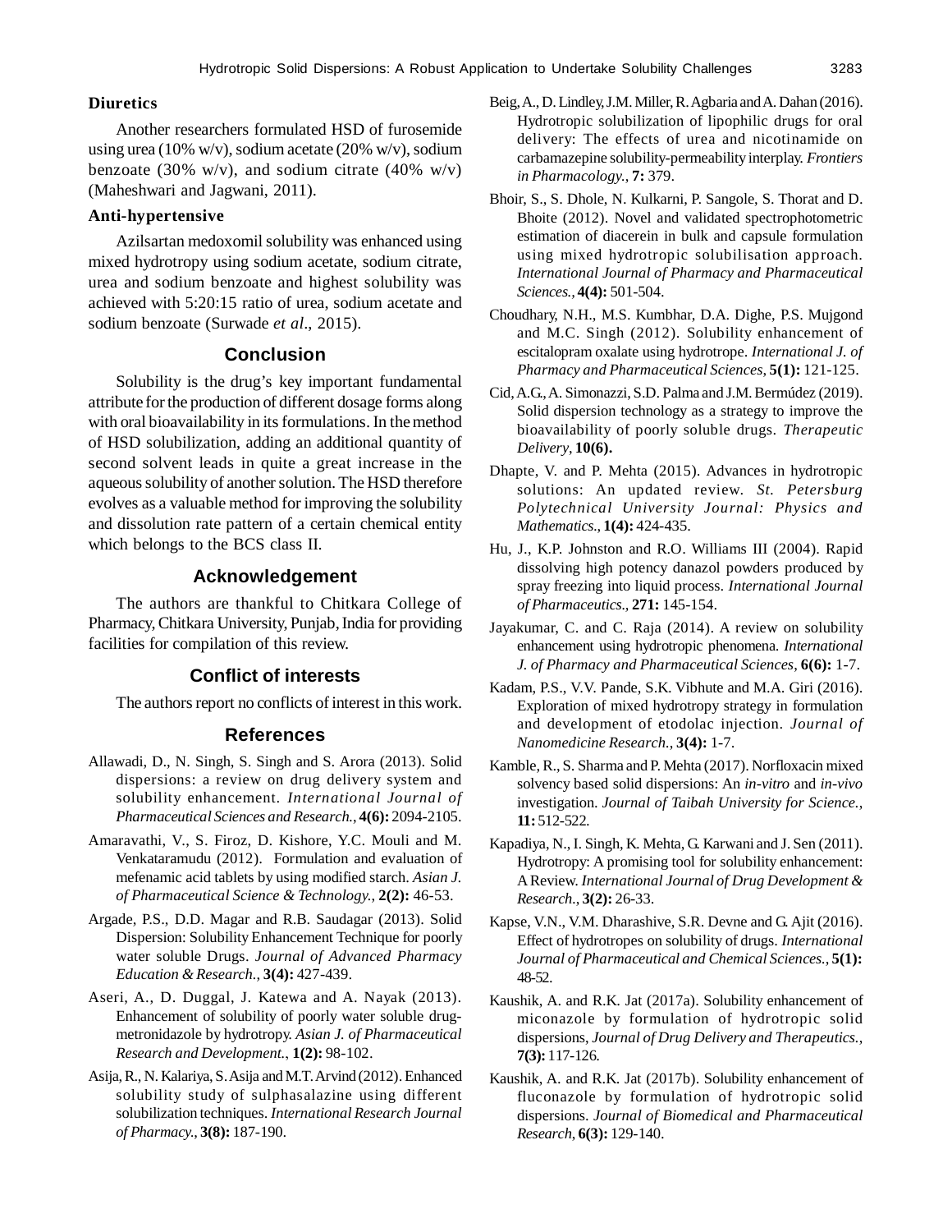### Diuretics

Another researchers formulated HSD of furosemide using urea (10% w/v), sodium acetate (20% w/v), sodium benzoate (30% w/v), and sodium citrate (40% w/v) (Maheshwari and Jagwani, 2011).

### Anti-hypertensive

Azilsartan medoxomil solubility was enhanced using mixed hydrotropy using sodium acetate, sodium citrate, urea and sodium benzoate and highest solubility was achieved with 5:20:15 ratio of urea, sodium acetate and sodium benzoate (Surwade *et al*., 2015).

## Conclusion

Solubility is the drug's key important fundamental attribute for the production of different dosage forms along with oral bioavailability in its formulations. In the method of HSD solubilization, adding an additional quantity of second solvent leads in quite a great increase in the aqueous solubility of another solution. The HSD therefore evolves as a valuable method for improving the solubility and dissolution rate pattern of a certain chemical entity which belongs to the BCS class II.

## Acknowledgement

The authors are thankful to Chitkara College of Pharmacy, Chitkara University, Punjab, India for providing facilities for compilation of this review.

## Conflict of interests

The authors report no conflicts of interest in this work.

## References

Allawadi, D., N. Singh, S. Singh and S. Arora (2013). Solid dispersions: a review on drug delivery system and solubility enhancement. *International Journal of Pharmaceutical Sciences and Research.*, **4(6):** 2094-2105.

Amaravathi, V., S. Firoz, D. Kishore, Y.C. Mouli and M. Venkataramudu (2012). Formulation and evaluation of mefenamic acid tablets by using modified starch. *Asian J. of Pharmaceutical Science & Technology.*, **2(2):** 46-53.

Argade, P.S., D.D. Magar and R.B. Saudagar (2013). Solid Dispersion: Solubility Enhancement Technique for poorly water soluble Drugs. *Journal of Advanced Pharmacy Education & Research.*, **3(4):** 427-439.

Aseri, A., D. Duggal, J. Katewa and A. Nayak (2013). Enhancement of solubility of poorly water soluble drug-metronidazole by hydrotropy. *Asian J. of Pharmaceutical Research and Development.*, **1(2):** 98-102.

Asija, R., N. Kalariya, S. Asija and M.T. Arvind (2012). Enhanced solubility study of sulphasalazine using different solubilization techniques. *International Research Journal of Pharmacy.*, **3(8):** 187-190.

Beig, A., D. Lindley, J.M. Miller, R. Agbaria and A. Dahan (2016). Hydrotropic solubilization of lipophilic drugs for oral delivery: The effects of urea and nicotinamide on carbamazepine solubility-permeability interplay. *Frontiers in Pharmacology.*, **7:** 379.

Bhoir, S., S. Dhole, N. Kulkarni, P. Sangole, S. Thorat and D. Bhoite (2012). Novel and validated spectrophotometric estimation of diacerein in bulk and capsule formulation using mixed hydrotropic solubilisation approach. *International Journal of Pharmacy and Pharmaceutical Sciences.*, **4(4):** 501-504.

Choudhary, N.H., M.S. Kumbhar, D.A. Dighe, P.S. Mujgond and M.C. Singh (2012). Solubility enhancement of escitalopram oxalate using hydrotrope. *International J. of Pharmacy and Pharmaceutical Sciences*, **5(1):** 121-125.

Cid, A.G., A. Simonazzi, S.D. Palma and J.M. Bermúdez (2019). Solid dispersion technology as a strategy to improve the bioavailability of poorly soluble drugs. *Therapeutic Delivery*, **10(6).**

Dhapte, V. and P. Mehta (2015). Advances in hydrotropic solutions: An updated review. *St. Petersburg Polytechnical University Journal: Physics and Mathematics.*, **1(4):** 424-435.

Hu, J., K.P. Johnston and R.O. Williams III (2004). Rapid dissolving high potency danazol powders produced by spray freezing into liquid process. *International Journal of Pharmaceutics.*, **271:** 145-154.

Jayakumar, C. and C. Raja (2014). A review on solubility enhancement using hydrotropic phenomena. *International J. of Pharmacy and Pharmaceutical Sciences*, **6(6):** 1-7.

Kadam, P.S., V.V. Pande, S.K. Vibhute and M.A. Giri (2016). Exploration of mixed hydrotropy strategy in formulation and development of etodolac injection. *Journal of Nanomedicine Research.*, **3(4):** 1-7.

Kamble, R., S. Sharma and P. Mehta (2017). Norfloxacin mixed solvency based solid dispersions: An *in-vitro* and *in-vivo* investigation. *Journal of Taibah University for Science.*, **11:** 512-522.

Kapadiya, N., I. Singh, K. Mehta, G. Karwani and J. Sen (2011). Hydrotropy: A promising tool for solubility enhancement: A Review. *International Journal of Drug Development & Research.*, **3(2):** 26-33.

Kapse, V.N., V.M. Dharashive, S.R. Devne and G. Ajit (2016). Effect of hydrotropes on solubility of drugs. *International Journal of Pharmaceutical and Chemical Sciences.*, **5(1):** 48-52.

Kaushik, A. and R.K. Jat (2017a). Solubility enhancement of miconazole by formulation of hydrotropic solid dispersions, *Journal of Drug Delivery and Therapeutics.*, **7(3):** 117-126.

Kaushik, A. and R.K. Jat (2017b). Solubility enhancement of fluconazole by formulation of hydrotropic solid dispersions. *Journal of Biomedical and Pharmaceutical Research*, **6(3):** 129-140.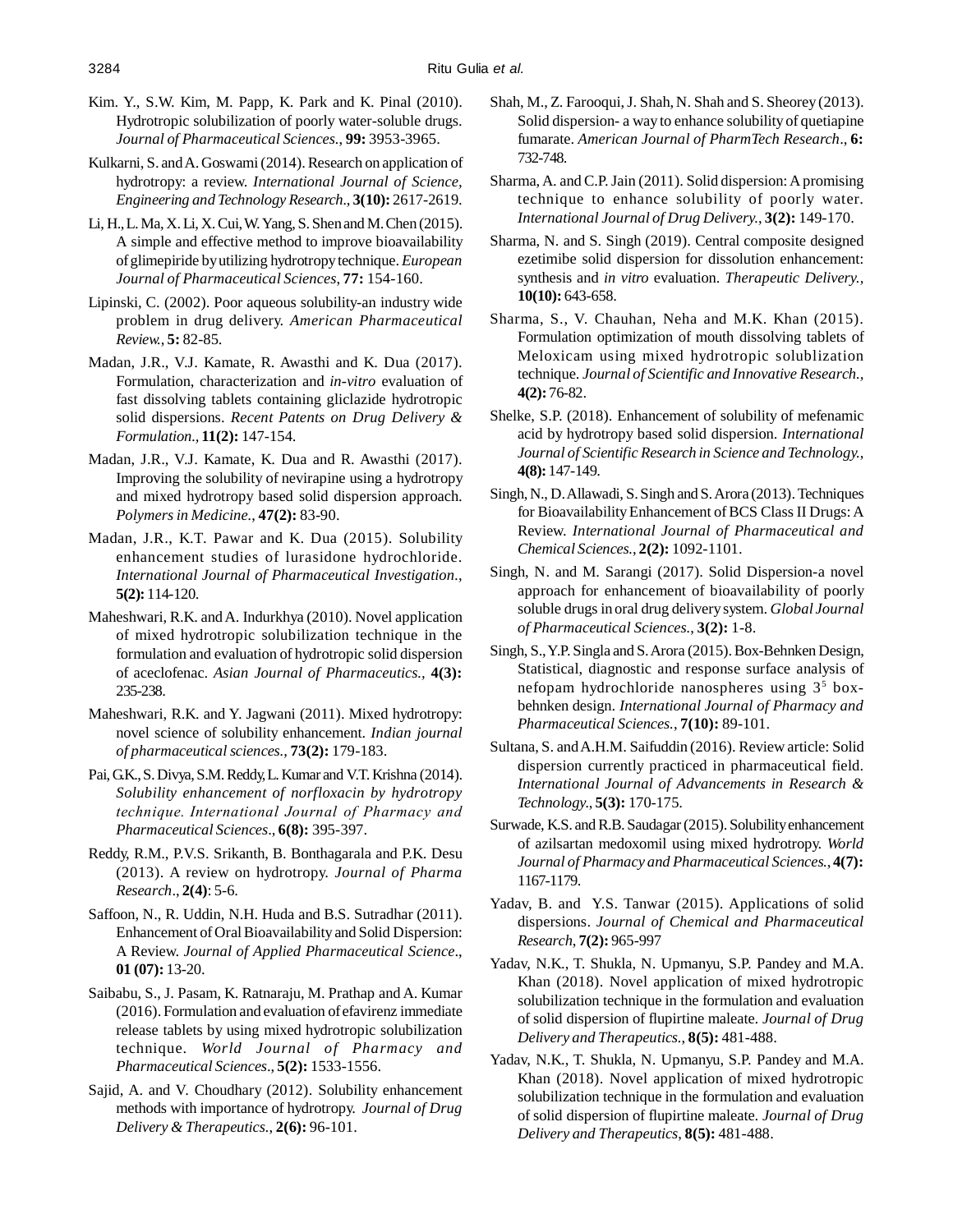Kim. Y., S.W. Kim, M. Papp, K. Park and K. Pinal (2010). Hydrotropic solubilization of poorly water-soluble drugs. *Journal of Pharmaceutical Sciences.*, **99:** 3953-3965.

Kulkarni, S. and A. Goswami (2014). Research on application of hydrotropy: a review. *International Journal of Science, Engineering and Technology Research.*, **3(10):** 2617-2619.

Li, H., L. Ma, X. Li, X. Cui, W. Yang, S. Shen and M. Chen (2015). A simple and effective method to improve bioavailability of glimepiride by utilizing hydrotropy technique. *European Journal of Pharmaceutical Sciences,* **77:** 154-160.

Lipinski, C. (2002). Poor aqueous solubility-an industry wide problem in drug delivery. *American Pharmaceutical Review.*, **5:** 82-85.

Madan, J.R., V.J. Kamate, R. Awasthi and K. Dua (2017). Formulation, characterization and *in-vitro* evaluation of fast dissolving tablets containing gliclazide hydrotropic solid dispersions. *Recent Patents on Drug Delivery & Formulation.*, **11(2):** 147-154.

Madan, J.R., V.J. Kamate, K. Dua and R. Awasthi (2017). Improving the solubility of nevirapine using a hydrotropy and mixed hydrotropy based solid dispersion approach. *Polymers in Medicine.*, **47(2):** 83-90.

Madan, J.R., K.T. Pawar and K. Dua (2015). Solubility enhancement studies of lurasidone hydrochloride. *International Journal of Pharmaceutical Investigation.*, **5(2):** 114-120.

Maheshwari, R.K. and A. Indurkhya (2010). Novel application of mixed hydrotropic solubilization technique in the formulation and evaluation of hydrotropic solid dispersion of aceclofenac. *Asian Journal of Pharmaceutics.*, **4(3):** 235-238.

Maheshwari, R.K. and Y. Jagwani (2011). Mixed hydrotropy: novel science of solubility enhancement. *Indian journal of pharmaceutical sciences.*, **73(2):** 179-183.

Pai, G.K., S. Divya, S.M. Reddy, L. Kumar and V.T. Krishna (2014). *Solubility enhancement of norfloxacin by hydrotropy technique. International Journal of Pharmacy and Pharmaceutical Sciences*., **6(8):** 395-397.

Reddy, R.M., P.V.S. Srikanth, B. Bonthagarala and P.K. Desu (2013). A review on hydrotropy. *Journal of Pharma Research*., **2(4)**: 5-6.

Saffoon, N., R. Uddin, N.H. Huda and B.S. Sutradhar (2011). Enhancement of Oral Bioavailability and Solid Dispersion: A Review. *Journal of Applied Pharmaceutical Science*., **01 (07):** 13-20.

Saibabu, S., J. Pasam, K. Ratnaraju, M. Prathap and A. Kumar (2016). Formulation and evaluation of efavirenz immediate release tablets by using mixed hydrotropic solubilization technique. *World Journal of Pharmacy and Pharmaceutical Sciences*., **5(2):** 1533-1556.

Sajid, A. and V. Choudhary (2012). Solubility enhancement methods with importance of hydrotropy. *Journal of Drug Delivery & Therapeutics.*, **2(6):** 96-101.

Shah, M., Z. Farooqui, J. Shah, N. Shah and S. Sheorey (2013). Solid dispersion- a way to enhance solubility of quetiapine fumarate. *American Journal of PharmTech Research*., **6:** 732-748.

Sharma, A. and C.P. Jain (2011). Solid dispersion: A promising technique to enhance solubility of poorly water. *International Journal of Drug Delivery.*, **3(2):** 149-170.

Sharma, N. and S. Singh (2019). Central composite designed ezetimibe solid dispersion for dissolution enhancement: synthesis and *in vitro* evaluation. *Therapeutic Delivery.*, **10(10):** 643-658.

Sharma, S., V. Chauhan, Neha and M.K. Khan (2015). Formulation optimization of mouth dissolving tablets of Meloxicam using mixed hydrotropic solublization technique. *Journal of Scientific and Innovative Research.*, **4(2):** 76-82.

Shelke, S.P. (2018). Enhancement of solubility of mefenamic acid by hydrotropy based solid dispersion. *International Journal of Scientific Research in Science and Technology.*, **4(8):** 147-149.

Singh, N., D. Allawadi, S. Singh and S. Arora (2013). Techniques for Bioavailability Enhancement of BCS Class II Drugs: A Review. *International Journal of Pharmaceutical and Chemical Sciences.*, **2(2):** 1092-1101.

Singh, N. and M. Sarangi (2017). Solid Dispersion-a novel approach for enhancement of bioavailability of poorly soluble drugs in oral drug delivery system. *Global Journal of Pharmaceutical Sciences.*, **3(2):** 1-8.

Singh, S., Y.P. Singla and S. Arora (2015). Box-Behnken Design, Statistical, diagnostic and response surface analysis of nefopam hydrochloride nanospheres using $3^5$ box-behnken design. *International Journal of Pharmacy and Pharmaceutical Sciences.*, **7(10):** 89-101.

Sultana, S. and A.H.M. Saifuddin (2016). Review article: Solid dispersion currently practiced in pharmaceutical field. *International Journal of Advancements in Research & Technology.*, **5(3):** 170-175.

Surwade, K.S. and R.B. Saudagar (2015). Solubility enhancement of azilsartan medoxomil using mixed hydrotropy. *World Journal of Pharmacy and Pharmaceutical Sciences.*, **4(7):** 1167-1179.

Yadav, B. and Y.S. Tanwar (2015). Applications of solid dispersions. *Journal of Chemical and Pharmaceutical Research,* **7(2):** 965-997

Yadav, N.K., T. Shukla, N. Upmanyu, S.P. Pandey and M.A. Khan (2018). Novel application of mixed hydrotropic solubilization technique in the formulation and evaluation of solid dispersion of flupirtine maleate. *Journal of Drug Delivery and Therapeutics.*, **8(5):** 481-488.

Yadav, N.K., T. Shukla, N. Upmanyu, S.P. Pandey and M.A. Khan (2018). Novel application of mixed hydrotropic solubilization technique in the formulation and evaluation of solid dispersion of flupirtine maleate. *Journal of Drug Delivery and Therapeutics*, **8(5):** 481-488.